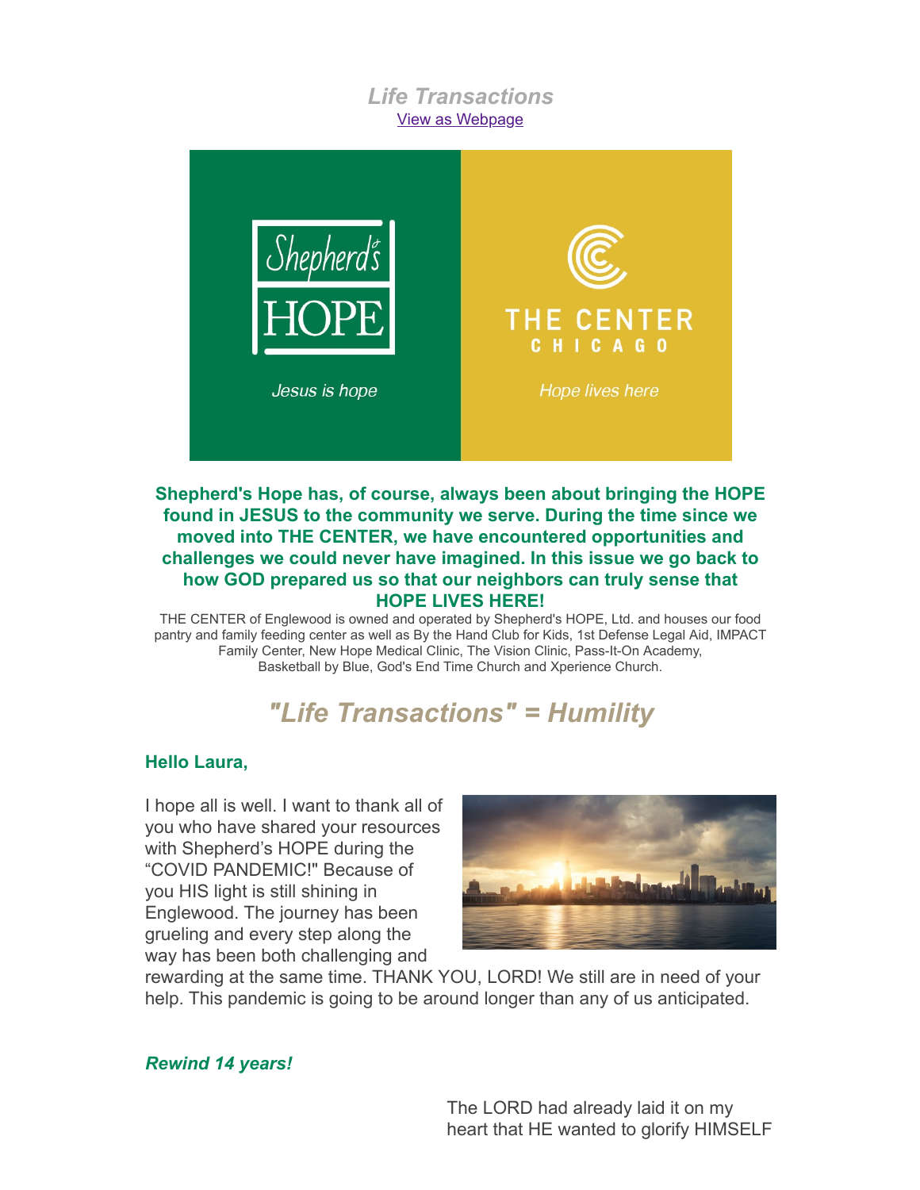# *Life Transactions*

View as Webpage

Shepherd's HOPE

*Jesus is hope*

THE CENTER CHICAGO

*Hope lives here*

**Shepherd's Hope has, of course, always been about bringing the HOPE found in JESUS to the community we serve. During the time since we moved into THE CENTER, we have encountered opportunities and challenges we could never have imagined. In this issue we go back to how GOD prepared us so that our neighbors can truly sense that HOPE LIVES HERE!**

THE CENTER of Englewood is owned and operated by Shepherd's HOPE, Ltd. and houses our food pantry and family feeding center as well as By the Hand Club for Kids, 1st Defense Legal Aid, IMPACT Family Center, New Hope Medical Clinic, The Vision Clinic, Pass-It-On Academy, Basketball by Blue, God's End Time Church and Xperience Church.

## *"Life Transactions" = Humility*

**Hello Laura,**

I hope all is well. I want to thank all of you who have shared your resources with Shepherd's HOPE during the "COVID PANDEMIC!" Because of you HIS light is still shining in Englewood. The journey has been grueling and every step along the way has been both challenging and rewarding at the same time. THANK YOU, LORD! We still are in need of your help. This pandemic is going to be around longer than any of us anticipated.

***Rewind 14 years!***

The LORD had already laid it on my heart that HE wanted to glorify HIMSELF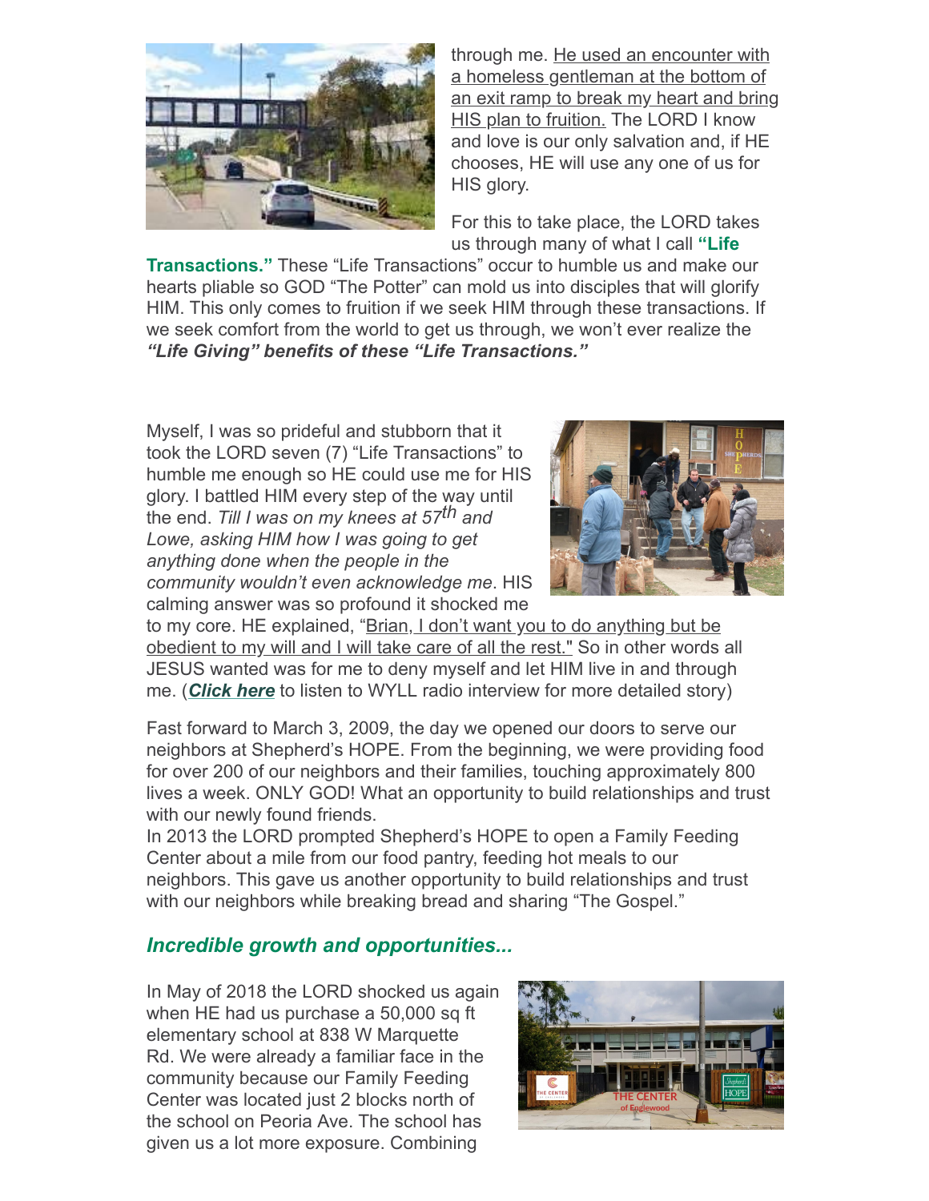through me. He used an encounter with a homeless gentleman at the bottom of an exit ramp to break my heart and bring HIS plan to fruition. The LORD I know and love is our only salvation and, if HE chooses, HE will use any one of us for HIS glory.

For this to take place, the LORD takes us through many of what I call **"Life Transactions."** These "Life Transactions" occur to humble us and make our hearts pliable so GOD "The Potter" can mold us into disciples that will glorify HIM. This only comes to fruition if we seek HIM through these transactions. If we seek comfort from the world to get us through, we won't ever realize the ***"Life Giving" benefits of these "Life Transactions."***

Myself, I was so prideful and stubborn that it took the LORD seven (7) "Life Transactions" to humble me enough so HE could use me for HIS glory. I battled HIM every step of the way until the end. *Till I was on my knees at 57th and Lowe, asking HIM how I was going to get anything done when the people in the community wouldn't even acknowledge me*. HIS calming answer was so profound it shocked me to my core. HE explained, "Brian, I don't want you to do anything but be obedient to my will and I will take care of all the rest." So in other words all JESUS wanted was for me to deny myself and let HIM live in and through me. (***Click here*** to listen to WYLL radio interview for more detailed story)

Fast forward to March 3, 2009, the day we opened our doors to serve our neighbors at Shepherd's HOPE. From the beginning, we were providing food for over 200 of our neighbors and their families, touching approximately 800 lives a week. ONLY GOD! What an opportunity to build relationships and trust with our newly found friends.

In 2013 the LORD prompted Shepherd's HOPE to open a Family Feeding Center about a mile from our food pantry, feeding hot meals to our neighbors. This gave us another opportunity to build relationships and trust with our neighbors while breaking bread and sharing "The Gospel."

### *Incredible growth and opportunities...*

In May of 2018 the LORD shocked us again when HE had us purchase a 50,000 sq ft elementary school at 838 W Marquette Rd. We were already a familiar face in the community because our Family Feeding Center was located just 2 blocks north of the school on Peoria Ave. The school has given us a lot more exposure. Combining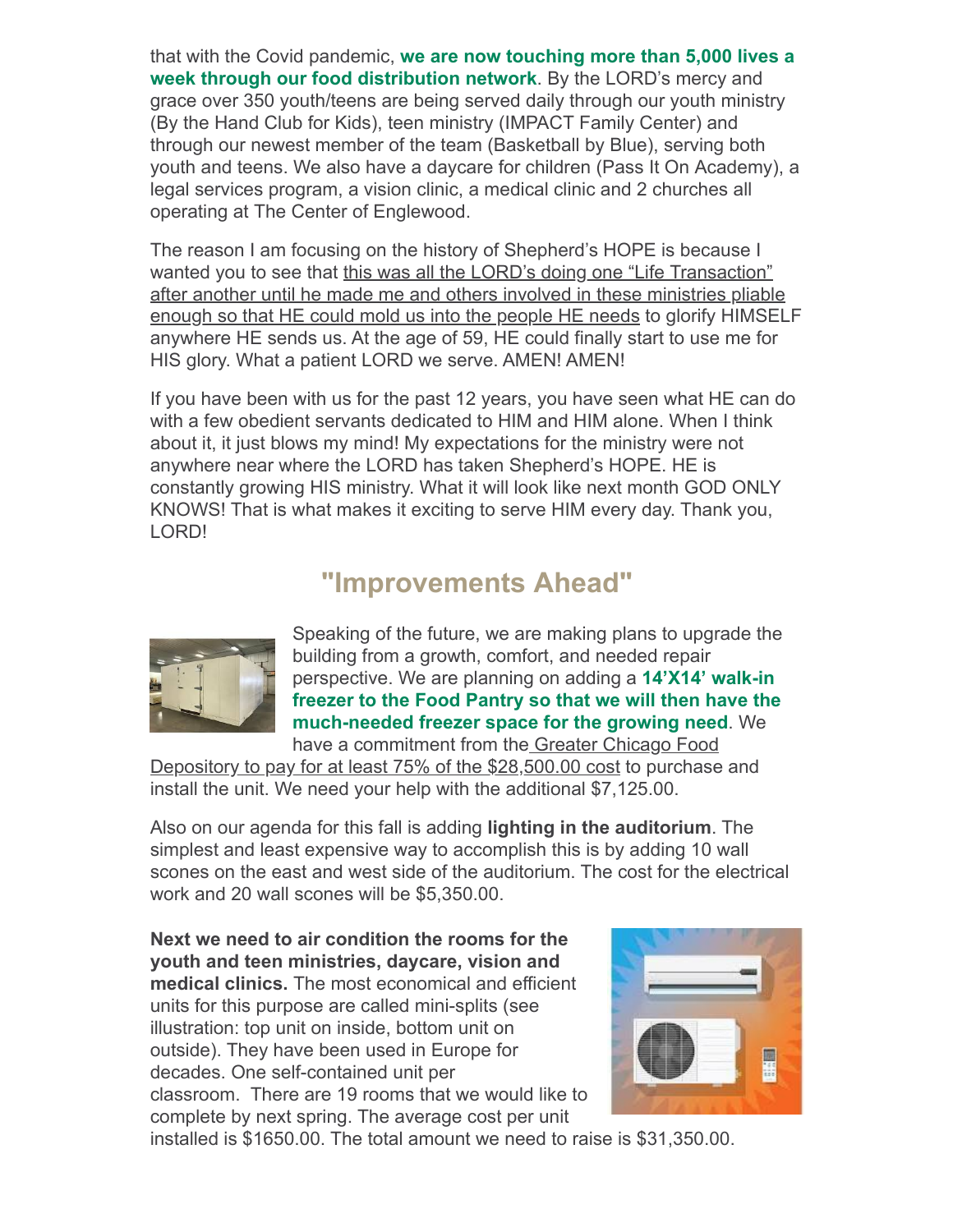that with the Covid pandemic, **we are now touching more than 5,000 lives a week through our food distribution network**. By the LORD's mercy and grace over 350 youth/teens are being served daily through our youth ministry (By the Hand Club for Kids), teen ministry (IMPACT Family Center) and through our newest member of the team (Basketball by Blue), serving both youth and teens. We also have a daycare for children (Pass It On Academy), a legal services program, a vision clinic, a medical clinic and 2 churches all operating at The Center of Englewood.

The reason I am focusing on the history of Shepherd's HOPE is because I wanted you to see that this was all the LORD's doing one "Life Transaction" after another until he made me and others involved in these ministries pliable enough so that HE could mold us into the people HE needs to glorify HIMSELF anywhere HE sends us. At the age of 59, HE could finally start to use me for HIS glory. What a patient LORD we serve. AMEN! AMEN!

If you have been with us for the past 12 years, you have seen what HE can do with a few obedient servants dedicated to HIM and HIM alone. When I think about it, it just blows my mind! My expectations for the ministry were not anywhere near where the LORD has taken Shepherd's HOPE. HE is constantly growing HIS ministry. What it will look like next month GOD ONLY KNOWS! That is what makes it exciting to serve HIM every day. Thank you, LORD!

## "Improvements Ahead"

Speaking of the future, we are making plans to upgrade the building from a growth, comfort, and needed repair perspective. We are planning on adding a **14'X14' walk-in freezer to the Food Pantry so that we will then have the much-needed freezer space for the growing need**. We have a commitment from the Greater Chicago Food Depository to pay for at least 75% of the $28,500.00 cost to purchase and install the unit. We need your help with the additional $7,125.00.

Also on our agenda for this fall is adding **lighting in the auditorium**. The simplest and least expensive way to accomplish this is by adding 10 wall scones on the east and west side of the auditorium. The cost for the electrical work and 20 wall scones will be $5,350.00.

**Next we need to air condition the rooms for the youth and teen ministries, daycare, vision and medical clinics.** The most economical and efficient units for this purpose are called mini-splits (see illustration: top unit on inside, bottom unit on outside). They have been used in Europe for decades. One self-contained unit per classroom. There are 19 rooms that we would like to complete by next spring. The average cost per unit installed is $1650.00. The total amount we need to raise is $31,350.00.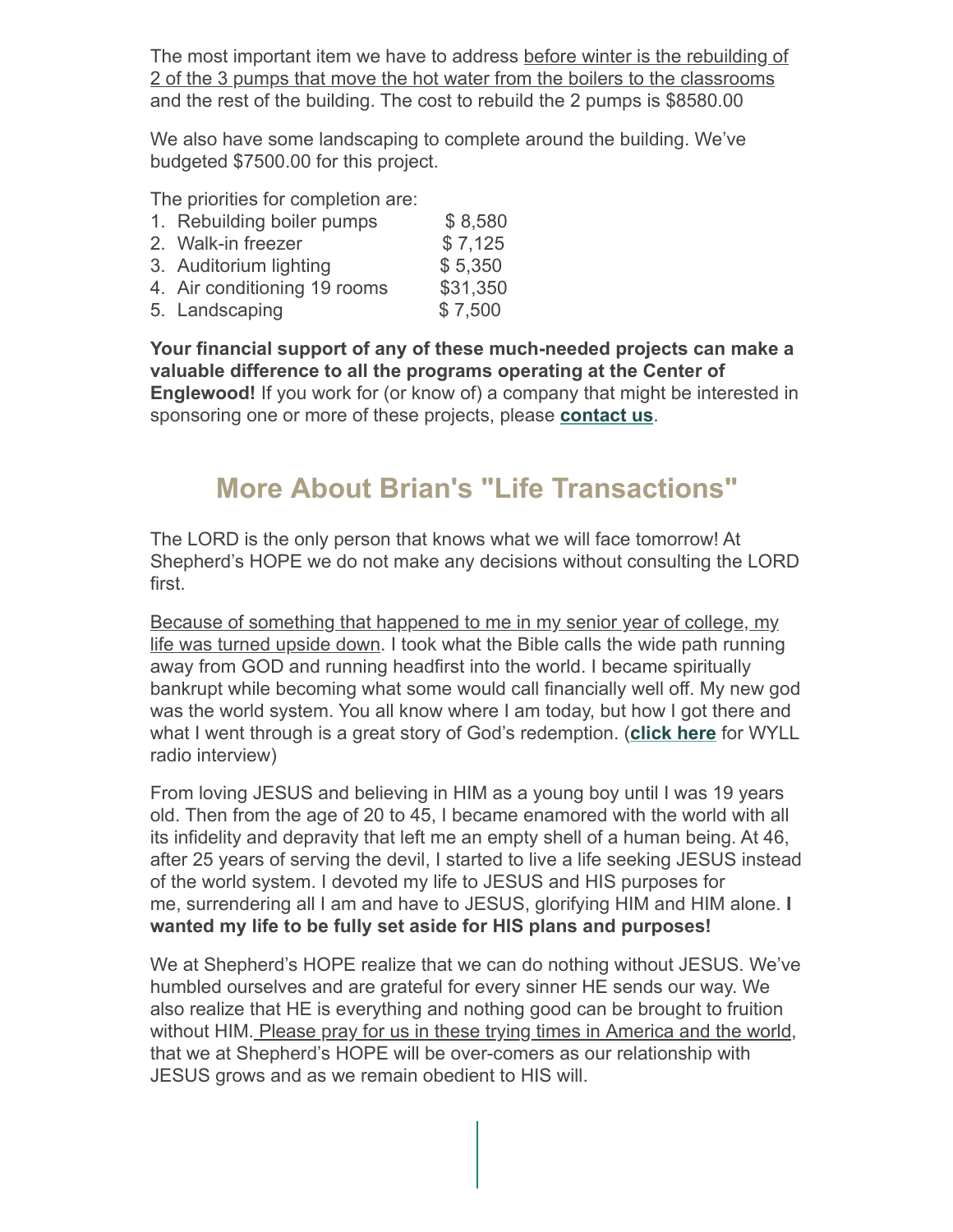The most important item we have to address before winter is the rebuilding of 2 of the 3 pumps that move the hot water from the boilers to the classrooms and the rest of the building. The cost to rebuild the 2 pumps is $8580.00

We also have some landscaping to complete around the building. We've budgeted $7500.00 for this project.

The priorities for completion are:

1. Rebuilding boiler pumps $ 8,580
2. Walk-in freezer $ 7,125
3. Auditorium lighting $ 5,350
4. Air conditioning 19 rooms $31,350
5. Landscaping $ 7,500

**Your financial support of any of these much-needed projects can make a valuable difference to all the programs operating at the Center of Englewood!** If you work for (or know of) a company that might be interested in sponsoring one or more of these projects, please **contact us**.

## More About Brian's "Life Transactions"

The LORD is the only person that knows what we will face tomorrow! At Shepherd's HOPE we do not make any decisions without consulting the LORD first.

Because of something that happened to me in my senior year of college, my life was turned upside down. I took what the Bible calls the wide path running away from GOD and running headfirst into the world. I became spiritually bankrupt while becoming what some would call financially well off. My new god was the world system. You all know where I am today, but how I got there and what I went through is a great story of God's redemption. (**click here** for WYLL radio interview)

From loving JESUS and believing in HIM as a young boy until I was 19 years old. Then from the age of 20 to 45, I became enamored with the world with all its infidelity and depravity that left me an empty shell of a human being. At 46, after 25 years of serving the devil, I started to live a life seeking JESUS instead of the world system. I devoted my life to JESUS and HIS purposes for me, surrendering all I am and have to JESUS, glorifying HIM and HIM alone. **I wanted my life to be fully set aside for HIS plans and purposes!**

We at Shepherd's HOPE realize that we can do nothing without JESUS. We've humbled ourselves and are grateful for every sinner HE sends our way. We also realize that HE is everything and nothing good can be brought to fruition without HIM. Please pray for us in these trying times in America and the world, that we at Shepherd's HOPE will be over-comers as our relationship with JESUS grows and as we remain obedient to HIS will.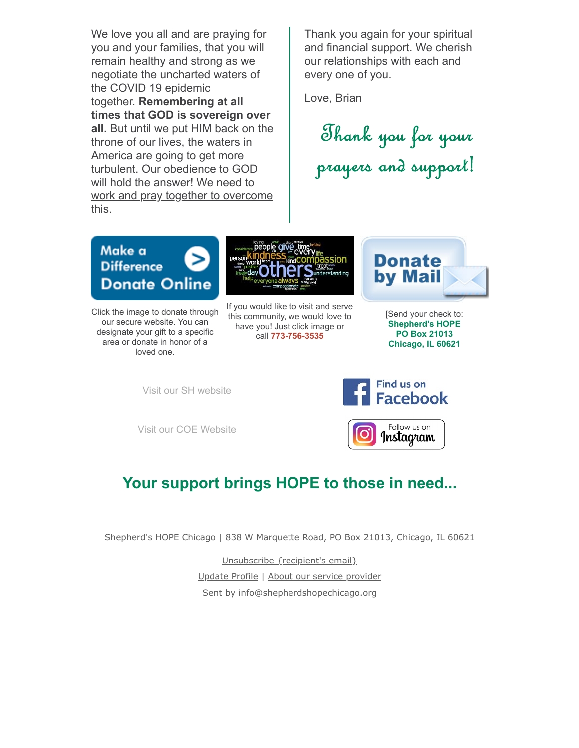We love you all and are praying for you and your families, that you will remain healthy and strong as we negotiate the uncharted waters of the COVID 19 epidemic together. **Remembering at all times that GOD is sovereign over all.** But until we put HIM back on the throne of our lives, the waters in America are going to get more turbulent. Our obedience to GOD will hold the answer! We need to work and pray together to overcome this.

Thank you again for your spiritual and financial support. We cherish our relationships with each and every one of you.

Love, Brian

*Thank you for your prayers and support!*

Make a Difference Donate Online

Click the image to donate through our secure website. You can designate your gift to a specific area or donate in honor of a loved one.

If you would like to visit and serve this community, we would love to have you! Just click image or call **773-756-3535**

Donate by Mail

[Send your check to:
**Shepherd's HOPE**
**PO Box 21013**
**Chicago, IL 60621**

Visit our SH website

Visit our COE Website

Find us on Facebook

Follow us on Instagram

## Your support brings HOPE to those in need...

Shepherd's HOPE Chicago | 838 W Marquette Road, PO Box 21013, Chicago, IL 60621

Unsubscribe {recipient's email}

Update Profile | About our service provider

Sent by info@shepherdshopechicago.org